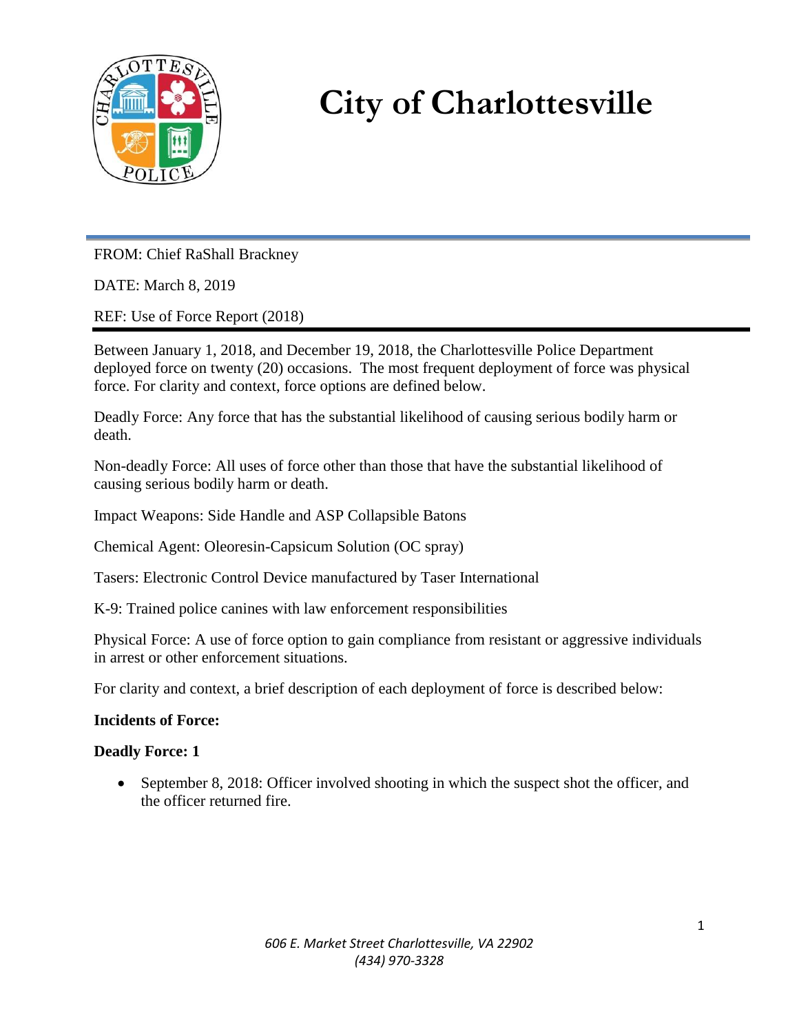# City of Charlottesville

FROM: Chief RaShall Brackney

DATE: March 8, 2019

REF: Use of Force Report (2018)

Between January 1, 2018, and December 19, 2018, the Charlottesville Police Department deployed force on twenty (20) occasions. The most frequent deployment of force was physical force. For clarity and context, force options are defined below.

Deadly Force: Any force that has the substantial likelihood of causing serious bodily harm or death.

Non-deadly Force: All uses of force other than those that have the substantial likelihood of causing serious bodily harm or death.

Impact Weapons: Side Handle and ASP Collapsible Batons

Chemical Agent: Oleoresin-Capsicum Solution (OC spray)

Tasers: Electronic Control Device manufactured by Taser International

K-9: Trained police canines with law enforcement responsibilities

Physical Force: A use of force option to gain compliance from resistant or aggressive individuals in arrest or other enforcement situations.

For clarity and context, a brief description of each deployment of force is described below:

**Incidents of Force:**

**Deadly Force: 1**

- September 8, 2018: Officer involved shooting in which the suspect shot the officer, and the officer returned fire.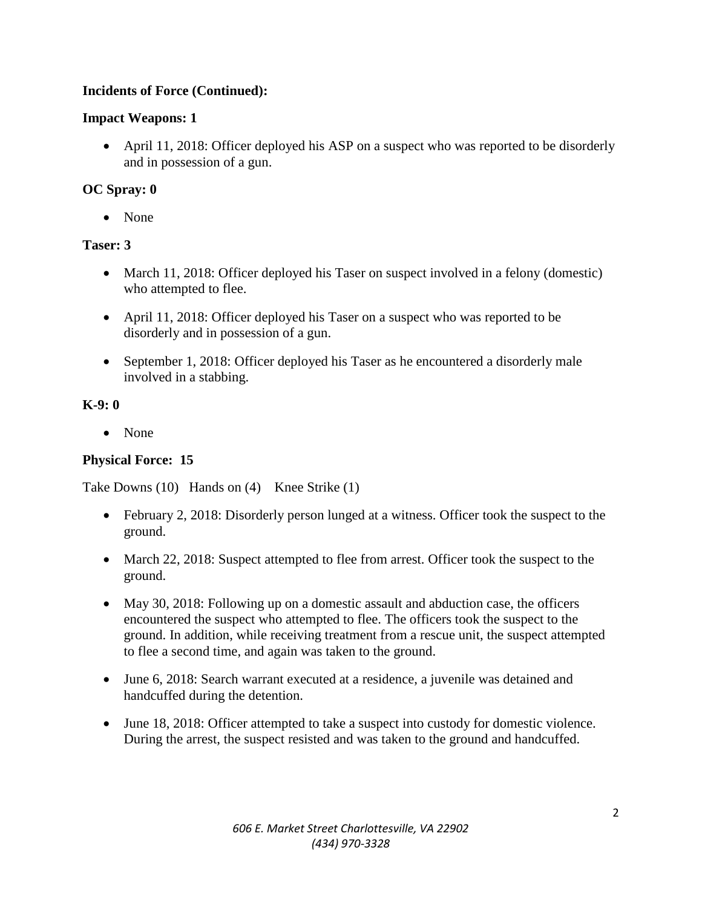**Incidents of Force (Continued):**

**Impact Weapons: 1**

- April 11, 2018: Officer deployed his ASP on a suspect who was reported to be disorderly and in possession of a gun.

**OC Spray: 0**

- None

**Taser: 3**

- March 11, 2018: Officer deployed his Taser on suspect involved in a felony (domestic) who attempted to flee.
- April 11, 2018: Officer deployed his Taser on a suspect who was reported to be disorderly and in possession of a gun.
- September 1, 2018: Officer deployed his Taser as he encountered a disorderly male involved in a stabbing.

**K-9: 0**

- None

**Physical Force: 15**

Take Downs (10) Hands on (4) Knee Strike (1)

- February 2, 2018: Disorderly person lunged at a witness. Officer took the suspect to the ground.
- March 22, 2018: Suspect attempted to flee from arrest. Officer took the suspect to the ground.
- May 30, 2018: Following up on a domestic assault and abduction case, the officers encountered the suspect who attempted to flee. The officers took the suspect to the ground. In addition, while receiving treatment from a rescue unit, the suspect attempted to flee a second time, and again was taken to the ground.
- June 6, 2018: Search warrant executed at a residence, a juvenile was detained and handcuffed during the detention.
- June 18, 2018: Officer attempted to take a suspect into custody for domestic violence. During the arrest, the suspect resisted and was taken to the ground and handcuffed.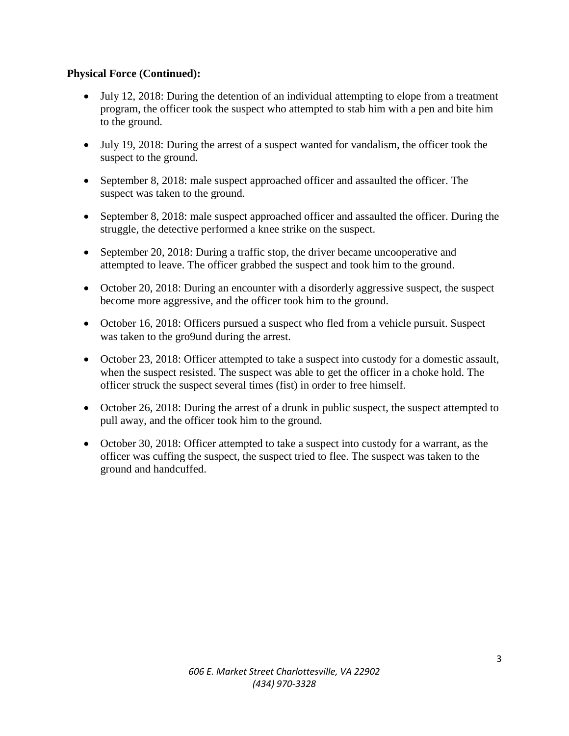**Physical Force (Continued):**

- July 12, 2018: During the detention of an individual attempting to elope from a treatment program, the officer took the suspect who attempted to stab him with a pen and bite him to the ground.
- July 19, 2018: During the arrest of a suspect wanted for vandalism, the officer took the suspect to the ground.
- September 8, 2018: male suspect approached officer and assaulted the officer. The suspect was taken to the ground.
- September 8, 2018: male suspect approached officer and assaulted the officer. During the struggle, the detective performed a knee strike on the suspect.
- September 20, 2018: During a traffic stop, the driver became uncooperative and attempted to leave. The officer grabbed the suspect and took him to the ground.
- October 20, 2018: During an encounter with a disorderly aggressive suspect, the suspect become more aggressive, and the officer took him to the ground.
- October 16, 2018: Officers pursued a suspect who fled from a vehicle pursuit. Suspect was taken to the gro9und during the arrest.
- October 23, 2018: Officer attempted to take a suspect into custody for a domestic assault, when the suspect resisted. The suspect was able to get the officer in a choke hold. The officer struck the suspect several times (fist) in order to free himself.
- October 26, 2018: During the arrest of a drunk in public suspect, the suspect attempted to pull away, and the officer took him to the ground.
- October 30, 2018: Officer attempted to take a suspect into custody for a warrant, as the officer was cuffing the suspect, the suspect tried to flee. The suspect was taken to the ground and handcuffed.

*606 E. Market Street Charlottesville, VA 22902*
*(434) 970-3328*